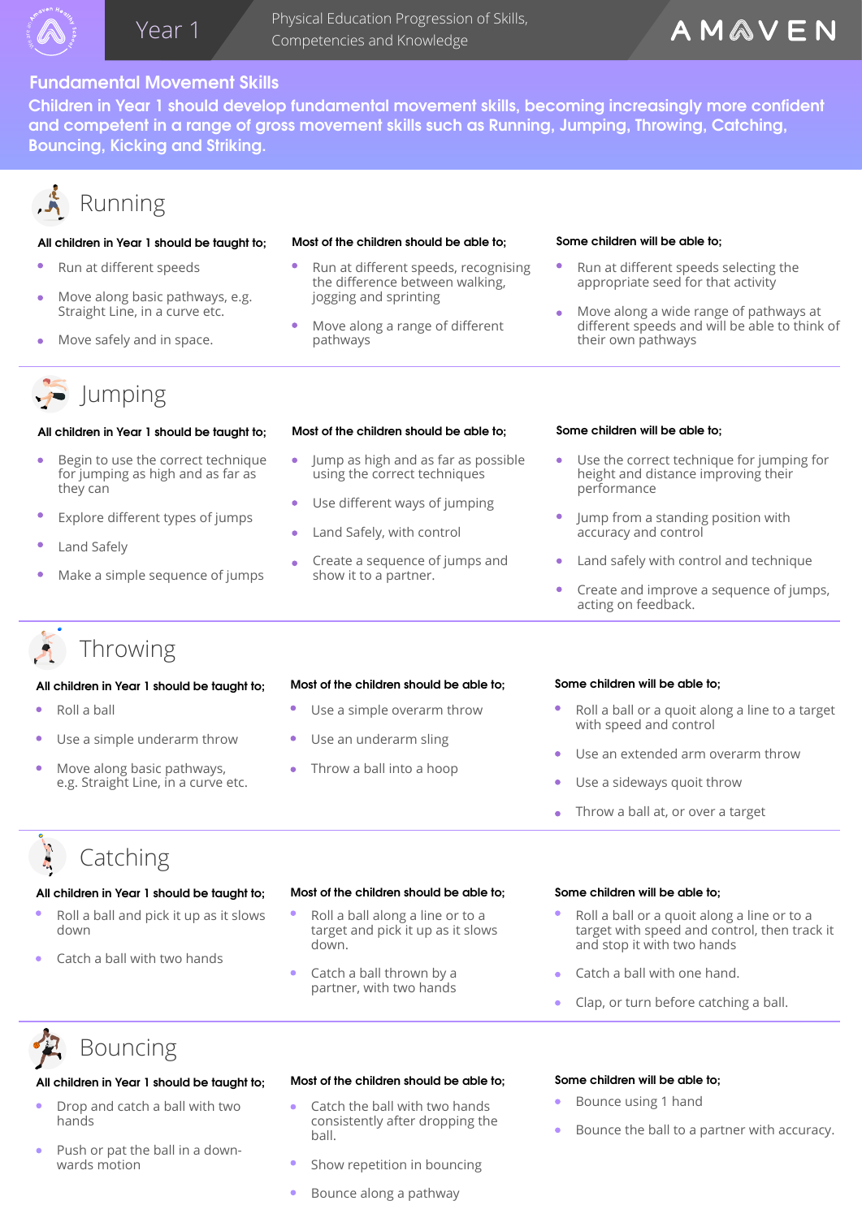# Year 1

Physical Education Progression of Skills, Competencies and Knowledge

AMAVEN

## Fundamental Movement Skills

**Children in Year 1 should develop fundamental movement skills, becoming increasingly more confident and competent in a range of gross movement skills such as Running, Jumping, Throwing, Catching, Bouncing, Kicking and Striking.**

## Running

**All children in Year 1 should be taught to;**

- Run at different speeds
- Move along basic pathways, e.g. Straight Line, in a curve etc.
- Move safely and in space.

**Most of the children should be able to;**

- Run at different speeds, recognising the difference between walking, jogging and sprinting
- Move along a range of different pathways

**Some children will be able to;**

- Run at different speeds selecting the appropriate seed for that activity
- Move along a wide range of pathways at different speeds and will be able to think of their own pathways

## Jumping

**All children in Year 1 should be taught to;**

- Begin to use the correct technique for jumping as high and as far as they can
- Explore different types of jumps
- Land Safely
- Make a simple sequence of jumps

**Most of the children should be able to;**

- Jump as high and as far as possible using the correct techniques
- Use different ways of jumping
- Land Safely, with control
- Create a sequence of jumps and show it to a partner.

**Some children will be able to;**

- Use the correct technique for jumping for height and distance improving their performance
- Jump from a standing position with accuracy and control
- Land safely with control and technique
- Create and improve a sequence of jumps, acting on feedback.

## Throwing

**All children in Year 1 should be taught to;**

- Roll a ball
- Use a simple underarm throw
- Move along basic pathways, e.g. Straight Line, in a curve etc.

**Most of the children should be able to;**

- Use a simple overarm throw
- Use an underarm sling
- Throw a ball into a hoop

**Some children will be able to;**

- Roll a ball or a quoit along a line to a target with speed and control
- Use an extended arm overarm throw
- Use a sideways quoit throw
- Throw a ball at, or over a target

## Catching

**All children in Year 1 should be taught to;**

- Roll a ball and pick it up as it slows down
- Catch a ball with two hands

**Most of the children should be able to;**

- Roll a ball along a line or to a target and pick it up as it slows down.
- Catch a ball thrown by a partner, with two hands

**Some children will be able to;**

- Roll a ball or a quoit along a line or to a target with speed and control, then track it and stop it with two hands
- Catch a ball with one hand.
- Clap, or turn before catching a ball.

## Bouncing

**All children in Year 1 should be taught to;**

- Drop and catch a ball with two hands
- Push or pat the ball in a downwards motion

**Most of the children should be able to;**

- Catch the ball with two hands consistently after dropping the ball.
- Show repetition in bouncing
- Bounce along a pathway

**Some children will be able to;**

- Bounce using 1 hand
- Bounce the ball to a partner with accuracy.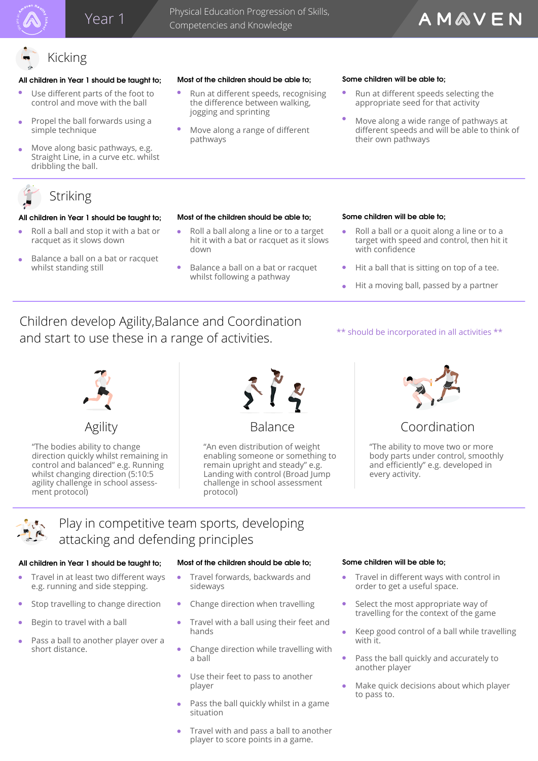Year 1 — Physical Education Progression of Skills, Competencies and Knowledge

## Kicking

**All children in Year 1 should be taught to;**

- Use different parts of the foot to control and move with the ball
- Propel the ball forwards using a simple technique
- Move along basic pathways, e.g. Straight Line, in a curve etc. whilst dribbling the ball.

**Most of the children should be able to;**

- Run at different speeds, recognising the difference between walking, jogging and sprinting
- Move along a range of different pathways

**Some children will be able to;**

- Run at different speeds selecting the appropriate seed for that activity
- Move along a wide range of pathways at different speeds and will be able to think of their own pathways

## Striking

**All children in Year 1 should be taught to;**

- Roll a ball and stop it with a bat or racquet as it slows down
- Balance a ball on a bat or racquet whilst standing still

**Most of the children should be able to;**

- Roll a ball along a line or to a target hit it with a bat or racquet as it slows down
- Balance a ball on a bat or racquet whilst following a pathway

**Some children will be able to;**

- Roll a ball or a quoit along a line or to a target with speed and control, then hit it with confidence
- Hit a ball that is sitting on top of a tee.
- Hit a moving ball, passed by a partner

## Children develop Agility,Balance and Coordination and start to use these in a range of activities.

** should be incorporated in all activities **

### Agility

"The bodies ability to change direction quickly whilst remaining in control and balanced" e.g. Running whilst changing direction (5:10:5 agility challenge in school assess-ment protocol)

### Balance

"An even distribution of weight enabling someone or something to remain upright and steady" e.g. Landing with control (Broad Jump challenge in school assessment protocol)

### Coordination

"The ability to move two or more body parts under control, smoothly and efficiently" e.g. developed in every activity.

## Play in competitive team sports, developing attacking and defending principles

**All children in Year 1 should be taught to;**

- Travel in at least two different ways e.g. running and side stepping.
- Stop travelling to change direction
- Begin to travel with a ball
- Pass a ball to another player over a short distance.

**Most of the children should be able to;**

- Travel forwards, backwards and sideways
- Change direction when travelling
- Travel with a ball using their feet and hands
- Change direction while travelling with a ball
- Use their feet to pass to another player
- Pass the ball quickly whilst in a game situation
- Travel with and pass a ball to another player to score points in a game.

**Some children will be able to;**

- Travel in different ways with control in order to get a useful space.
- Select the most appropriate way of travelling for the context of the game
- Keep good control of a ball while travelling with it.
- Pass the ball quickly and accurately to another player
- Make quick decisions about which player to pass to.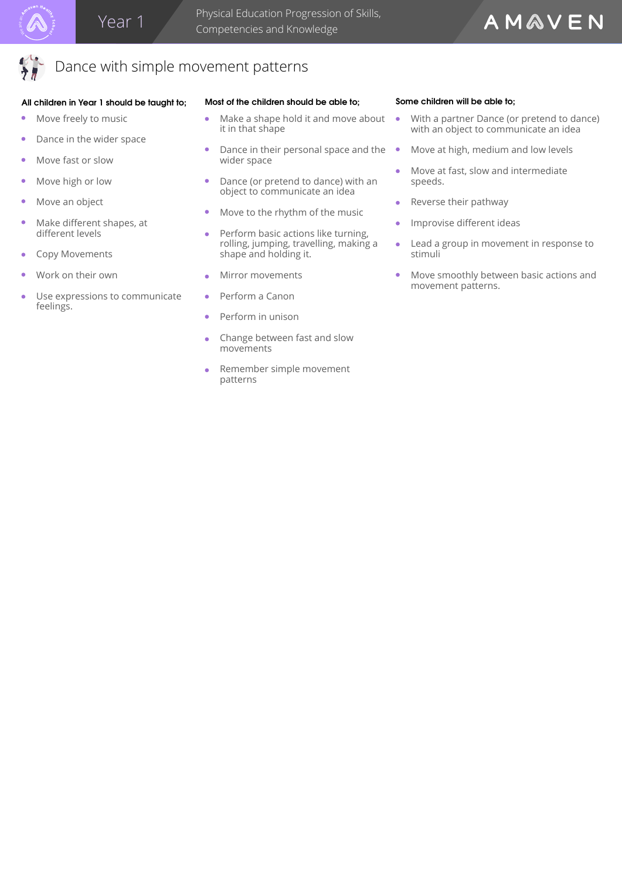# Dance with simple movement patterns

**All children in Year 1 should be taught to;**

- Move freely to music
- Dance in the wider space
- Move fast or slow
- Move high or low
- Move an object
- Make different shapes, at different levels
- Copy Movements
- Work on their own
- Use expressions to communicate feelings.

**Most of the children should be able to;**

- Make a shape hold it and move about it in that shape
- Dance in their personal space and the wider space
- Dance (or pretend to dance) with an object to communicate an idea
- Move to the rhythm of the music
- Perform basic actions like turning, rolling, jumping, travelling, making a shape and holding it.
- Mirror movements
- Perform a Canon
- Perform in unison
- Change between fast and slow movements
- Remember simple movement patterns

**Some children will be able to;**

- With a partner Dance (or pretend to dance) with an object to communicate an idea
- Move at high, medium and low levels
- Move at fast, slow and intermediate speeds.
- Reverse their pathway
- Improvise different ideas
- Lead a group in movement in response to stimuli
- Move smoothly between basic actions and movement patterns.